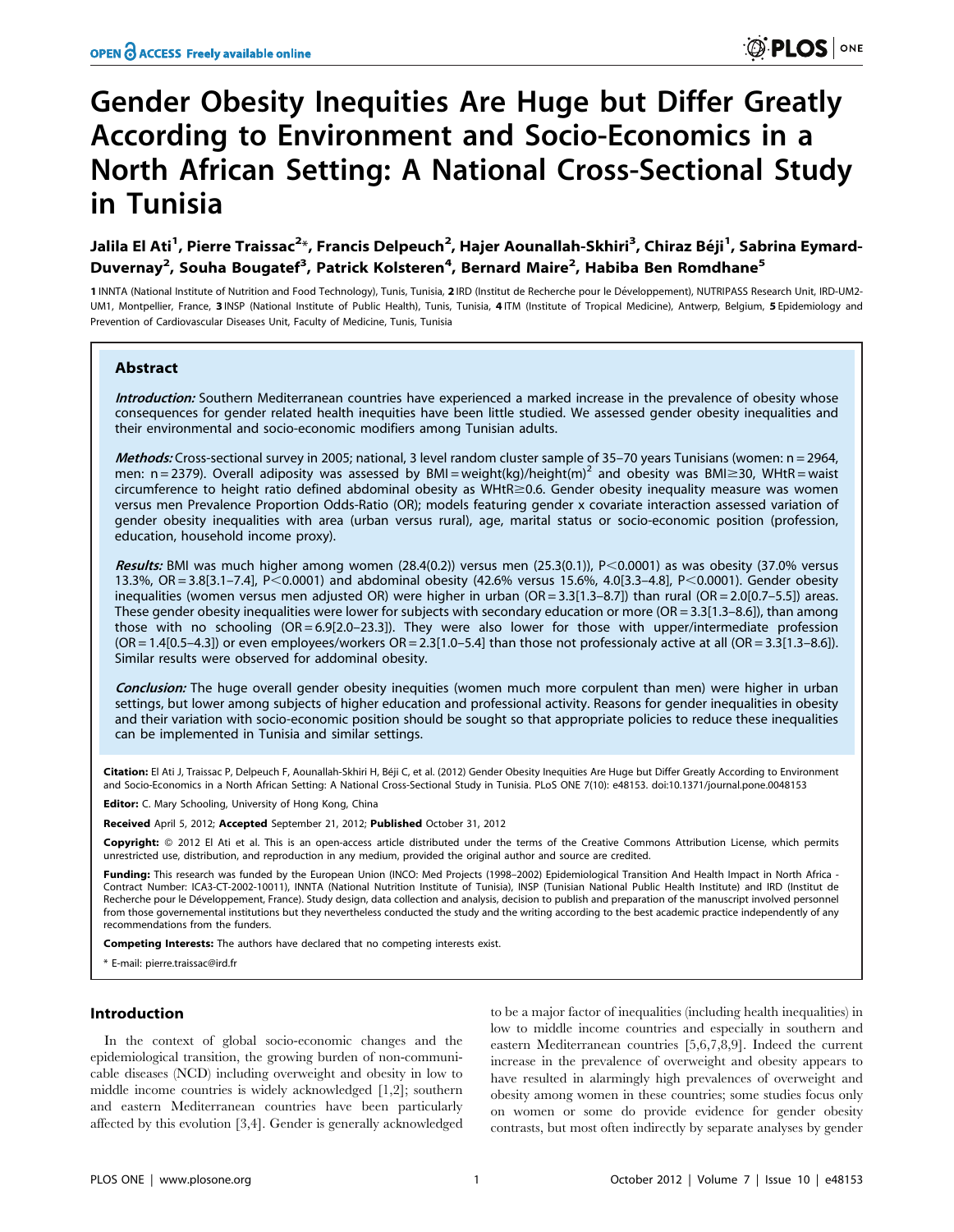# Gender Obesity Inequities Are Huge but Differ Greatly According to Environment and Socio-Economics in a North African Setting: A National Cross-Sectional Study in Tunisia

**Jalila El Ati[1], Pierre Traissac[2]*, Francis Delpeuch[2], Hajer Aounallah-Skhiri[3], Chiraz Béji[1], Sabrina Eymard-Duvernay[2], Souha Bougatef[3], Patrick Kolsteren[4], Bernard Maire[2], Habiba Ben Romdhane[5]**

1 INNTA (National Institute of Nutrition and Food Technology), Tunis, Tunisia, 2 IRD (Institut de Recherche pour le Développement), NUTRIPASS Research Unit, IRD-UM2-UM1, Montpellier, France, 3 INSP (National Institute of Public Health), Tunis, Tunisia, 4 ITM (Institute of Tropical Medicine), Antwerp, Belgium, 5 Epidemiology and Prevention of Cardiovascular Diseases Unit, Faculty of Medicine, Tunis, Tunisia

## Abstract

***Introduction:*** Southern Mediterranean countries have experienced a marked increase in the prevalence of obesity whose consequences for gender related health inequities have been little studied. We assessed gender obesity inequalities and their environmental and socio-economic modifiers among Tunisian adults.

***Methods:*** Cross-sectional survey in 2005; national, 3 level random cluster sample of 35–70 years Tunisians (women: n = 2964, men: n = 2379). Overall adiposity was assessed by BMI = weight(kg)/height(m)$^2$ and obesity was BMI≥30, WHtR = waist circumference to height ratio defined abdominal obesity as WHtR≥0.6. Gender obesity inequality measure was women versus men Prevalence Proportion Odds-Ratio (OR); models featuring gender x covariate interaction assessed variation of gender obesity inequalities with area (urban versus rural), age, marital status or socio-economic position (profession, education, household income proxy).

***Results:*** BMI was much higher among women (28.4(0.2)) versus men (25.3(0.1)), P<0.0001) as was obesity (37.0% versus 13.3%, OR = 3.8[3.1–7.4], P<0.0001) and abdominal obesity (42.6% versus 15.6%, 4.0[3.3–4.8], P<0.0001). Gender obesity inequalities (women versus men adjusted OR) were higher in urban (OR = 3.3[1.3–8.7]) than rural (OR = 2.0[0.7–5.5]) areas. These gender obesity inequalities were lower for subjects with secondary education or more (OR = 3.3[1.3–8.6]), than among those with no schooling (OR = 6.9[2.0–23.3]). They were also lower for those with upper/intermediate profession (OR = 1.4[0.5–4.3]) or even employees/workers OR = 2.3[1.0–5.4] than those not professionaly active at all (OR = 3.3[1.3–8.6]). Similar results were observed for addominal obesity.

***Conclusion:*** The huge overall gender obesity inequities (women much more corpulent than men) were higher in urban settings, but lower among subjects of higher education and professional activity. Reasons for gender inequalities in obesity and their variation with socio-economic position should be sought so that appropriate policies to reduce these inequalities can be implemented in Tunisia and similar settings.

**Citation:** El Ati J, Traissac P, Delpeuch F, Aounallah-Skhiri H, Béji C, et al. (2012) Gender Obesity Inequities Are Huge but Differ Greatly According to Environment and Socio-Economics in a North African Setting: A National Cross-Sectional Study in Tunisia. PLoS ONE 7(10): e48153. doi:10.1371/journal.pone.0048153

**Editor:** C. Mary Schooling, University of Hong Kong, China

**Received** April 5, 2012; **Accepted** September 21, 2012; **Published** October 31, 2012

**Copyright:** © 2012 El Ati et al. This is an open-access article distributed under the terms of the Creative Commons Attribution License, which permits unrestricted use, distribution, and reproduction in any medium, provided the original author and source are credited.

**Funding:** This research was funded by the European Union (INCO: Med Projects (1998–2002) Epidemiological Transition And Health Impact in North Africa - Contract Number: ICA3-CT-2002-10011), INNTA (National Nutrition Institute of Tunisia), INSP (Tunisian National Public Health Institute) and IRD (Institut de Recherche pour le Développement, France). Study design, data collection and analysis, decision to publish and preparation of the manuscript involved personnel from those governemental institutions but they nevertheless conducted the study and the writing according to the best academic practice independently of any recommendations from the funders.

**Competing Interests:** The authors have declared that no competing interests exist.

\* E-mail: pierre.traissac@ird.fr

## Introduction

In the context of global socio-economic changes and the epidemiological transition, the growing burden of non-communicable diseases (NCD) including overweight and obesity in low to middle income countries is widely acknowledged [1,2]; southern and eastern Mediterranean countries have been particularly affected by this evolution [3,4]. Gender is generally acknowledged to be a major factor of inequalities (including health inequalities) in low to middle income countries and especially in southern and eastern Mediterranean countries [5,6,7,8,9]. Indeed the current increase in the prevalence of overweight and obesity appears to have resulted in alarmingly high prevalences of overweight and obesity among women in these countries; some studies focus only on women or some do provide evidence for gender obesity contrasts, but most often indirectly by separate analyses by gender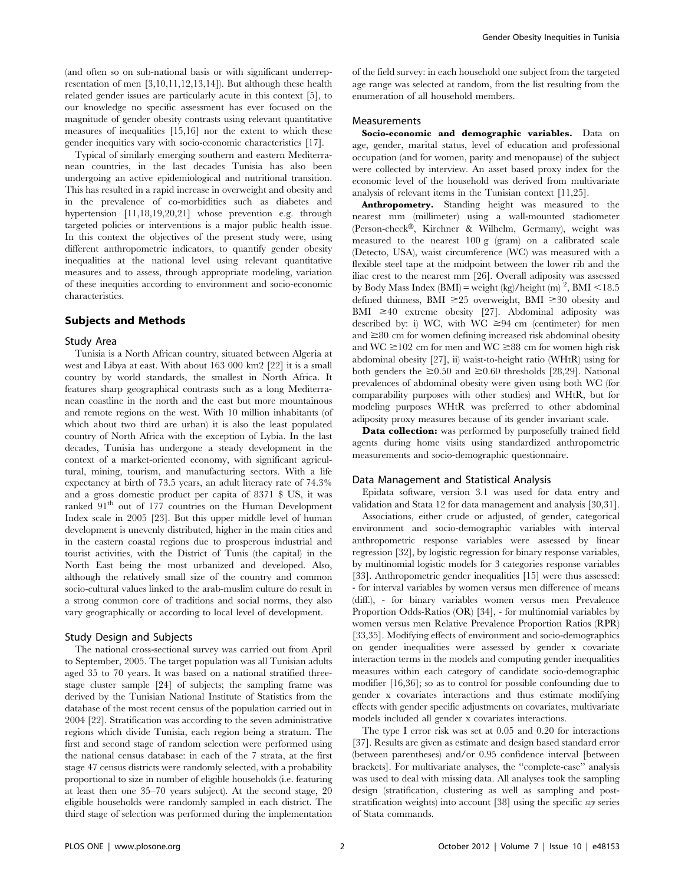(and often so on sub-national basis or with significant underrepresentation of men [3,10,11,12,13,14]). But although these health related gender issues are particularly acute in this context [5], to our knowledge no specific assessment has ever focused on the magnitude of gender obesity contrasts using relevant quantitative measures of inequalities [15,16] nor the extent to which these gender inequities vary with socio-economic characteristics [17].

Typical of similarly emerging southern and eastern Mediterranean countries, in the last decades Tunisia has also been undergoing an active epidemiological and nutritional transition. This has resulted in a rapid increase in overweight and obesity and in the prevalence of co-morbidities such as diabetes and hypertension [11,18,19,20,21] whose prevention e.g. through targeted policies or interventions is a major public health issue. In this context the objectives of the present study were, using different anthropometric indicators, to quantify gender obesity inequalities at the national level using relevant quantitative measures and to assess, through appropriate modeling, variation of these inequities according to environment and socio-economic characteristics.

## Subjects and Methods

### Study Area

Tunisia is a North African country, situated between Algeria at west and Libya at east. With about 163 000 km2 [22] it is a small country by world standards, the smallest in North Africa. It features sharp geographical contrasts such as a long Mediterranean coastline in the north and the east but more mountainous and remote regions on the west. With 10 million inhabitants (of which about two third are urban) it is also the least populated country of North Africa with the exception of Lybia. In the last decades, Tunisia has undergone a steady development in the context of a market-oriented economy, with significant agricultural, mining, tourism, and manufacturing sectors. With a life expectancy at birth of 73.5 years, an adult literacy rate of 74.3% and a gross domestic product per capita of 8371 $ US, it was ranked 91$^{th}$ out of 177 countries on the Human Development Index scale in 2005 [23]. But this upper middle level of human development is unevenly distributed, higher in the main cities and in the eastern coastal regions due to prosperous industrial and tourist activities, with the District of Tunis (the capital) in the North East being the most urbanized and developed. Also, although the relatively small size of the country and common socio-cultural values linked to the arab-muslim culture do result in a strong common core of traditions and social norms, they also vary geographically or according to local level of development.

### Study Design and Subjects

The national cross-sectional survey was carried out from April to September, 2005. The target population was all Tunisian adults aged 35 to 70 years. It was based on a national stratified three-stage cluster sample [24] of subjects; the sampling frame was derived by the Tunisian National Institute of Statistics from the database of the most recent census of the population carried out in 2004 [22]. Stratification was according to the seven administrative regions which divide Tunisia, each region being a stratum. The first and second stage of random selection were performed using the national census database: in each of the 7 strata, at the first stage 47 census districts were randomly selected, with a probability proportional to size in number of eligible households (i.e. featuring at least then one 35–70 years subject). At the second stage, 20 eligible households were randomly sampled in each district. The third stage of selection was performed during the implementation of the field survey: in each household one subject from the targeted age range was selected at random, from the list resulting from the enumeration of all household members.

### Measurements

**Socio-economic and demographic variables.** Data on age, gender, marital status, level of education and professional occupation (and for women, parity and menopause) of the subject were collected by interview. An asset based proxy index for the economic level of the household was derived from multivariate analysis of relevant items in the Tunisian context [11,25].

**Anthropometry.** Standing height was measured to the nearest mm (millimeter) using a wall-mounted stadiometer (Person-check®, Kirchner & Wilhelm, Germany), weight was measured to the nearest 100 g (gram) on a calibrated scale (Detecto, USA), waist circumference (WC) was measured with a flexible steel tape at the midpoint between the lower rib and the iliac crest to the nearest mm [26]. Overall adiposity was assessed by Body Mass Index (BMI) = weight (kg)/height (m)$^2$, BMI $<18.5$ defined thinness, BMI $\geq 25$ overweight, BMI $\geq 30$ obesity and BMI $\geq 40$ extreme obesity [27]. Abdominal adiposity was described by: i) WC, with WC $\geq 94$ cm (centimeter) for men and $\geq 80$ cm for women defining increased risk abdominal obesity and WC $\geq 102$ cm for men and WC $\geq 88$ cm for women high risk abdominal obesity [27], ii) waist-to-height ratio (WHtR) using for both genders the $\geq 0.50$ and $\geq 0.60$ thresholds [28,29]. National prevalences of abdominal obesity were given using both WC (for comparability purposes with other studies) and WHtR, but for modeling purposes WHtR was preferred to other abdominal adiposity proxy measures because of its gender invariant scale.

**Data collection:** was performed by purposefully trained field agents during home visits using standardized anthropometric measurements and socio-demographic questionnaire.

### Data Management and Statistical Analysis

Epidata software, version 3.1 was used for data entry and validation and Stata 12 for data management and analysis [30,31].

Associations, either crude or adjusted, of gender, categorical environment and socio-demographic variables with interval anthropometric response variables were assessed by linear regression [32], by logistic regression for binary response variables, by multinomial logistic models for 3 categories response variables [33]. Anthropometric gender inequalities [15] were thus assessed: - for interval variables by women versus men difference of means (diff.), - for binary variables women versus men Prevalence Proportion Odds-Ratios (OR) [34], - for multinomial variables by women versus men Relative Prevalence Proportion Ratios (RPR) [33,35]. Modifying effects of environment and socio-demographics on gender inequalities were assessed by gender x covariate interaction terms in the models and computing gender inequalities measures within each category of candidate socio-demographic modifier [16,36]; so as to control for possible confounding due to gender x covariates interactions and thus estimate modifying effects with gender specific adjustments on covariates, multivariate models included all gender x covariates interactions.

The type I error risk was set at 0.05 and 0.20 for interactions [37]. Results are given as estimate and design based standard error (between parentheses) and/or 0.95 confidence interval [between brackets]. For multivariate analyses, the "complete-case" analysis was used to deal with missing data. All analyses took the sampling design (stratification, clustering as well as sampling and post-stratification weights) into account [38] using the specific *svy* series of Stata commands.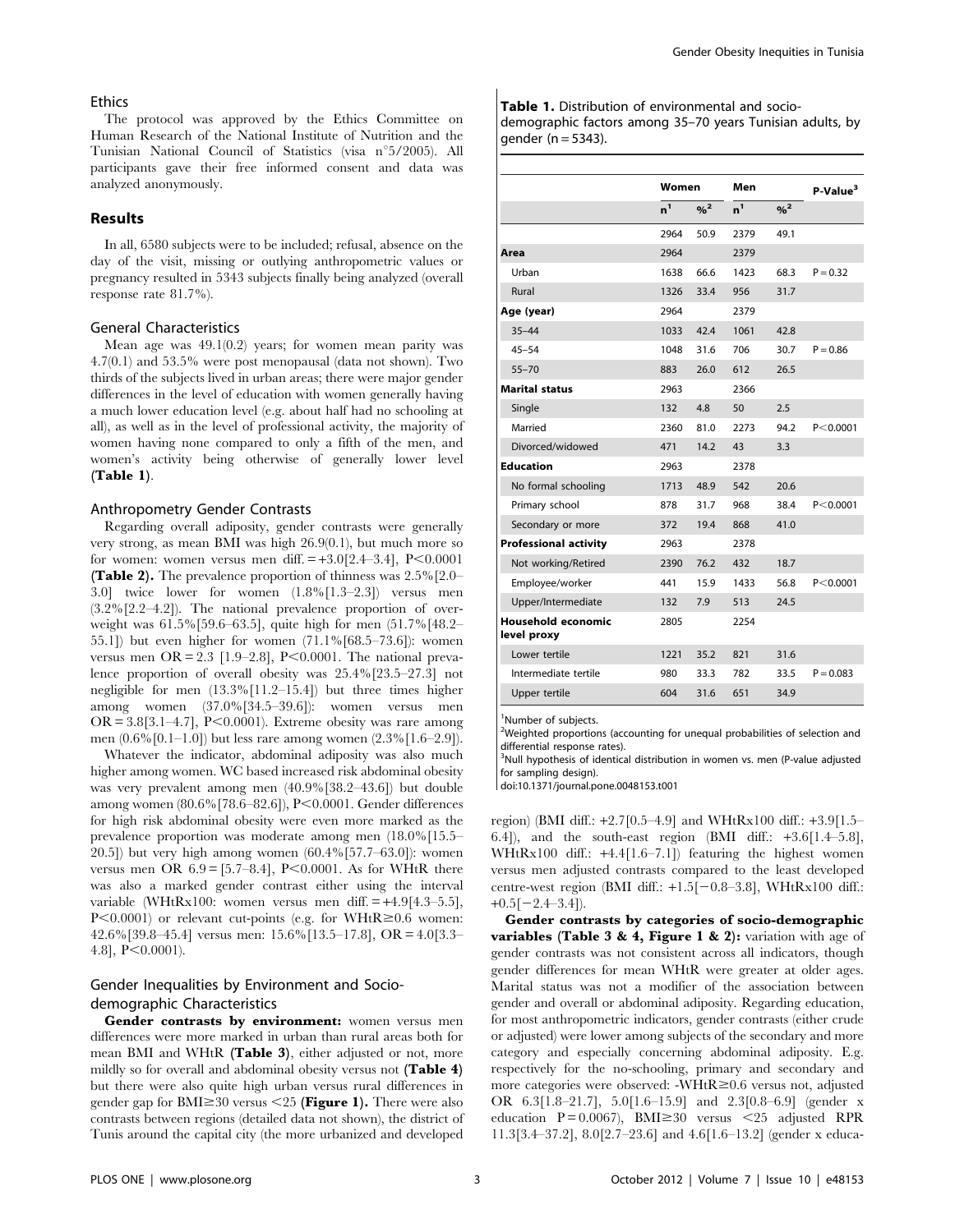### Ethics

The protocol was approved by the Ethics Committee on Human Research of the National Institute of Nutrition and the Tunisian National Council of Statistics (visa n°5/2005). All participants gave their free informed consent and data was analyzed anonymously.

## Results

In all, 6580 subjects were to be included; refusal, absence on the day of the visit, missing or outlying anthropometric values or pregnancy resulted in 5343 subjects finally being analyzed (overall response rate 81.7%).

### General Characteristics

Mean age was 49.1(0.2) years; for women mean parity was 4.7(0.1) and 53.5% were post menopausal (data not shown). Two thirds of the subjects lived in urban areas; there were major gender differences in the level of education with women generally having a much lower education level (e.g. about half had no schooling at all), as well as in the level of professional activity, the majority of women having none compared to only a fifth of the men, and women's activity being otherwise of generally lower level (**Table 1**).

### Anthropometry Gender Contrasts

Regarding overall adiposity, gender contrasts were generally very strong, as mean BMI was high 26.9(0.1), but much more so for women: women versus men diff. = +3.0[2.4–3.4], P<0.0001 (**Table 2).** The prevalence proportion of thinness was 2.5%[2.0–3.0] twice lower for women (1.8%[1.3–2.3]) versus men (3.2%[2.2–4.2]). The national prevalence proportion of overweight was 61.5%[59.6–63.5], quite high for men (51.7%[48.2–55.1]) but even higher for women (71.1%[68.5–73.6]): women versus men OR = 2.3 [1.9–2.8], P<0.0001. The national prevalence proportion of overall obesity was 25.4%[23.5–27.3] not negligible for men (13.3%[11.2–15.4]) but three times higher among women (37.0%[34.5–39.6]): women versus men OR = 3.8[3.1–4.7], P<0.0001). Extreme obesity was rare among men (0.6%[0.1–1.0]) but less rare among women (2.3%[1.6–2.9]).

Whatever the indicator, abdominal adiposity was also much higher among women. WC based increased risk abdominal obesity was very prevalent among men (40.9%[38.2–43.6]) but double among women (80.6%[78.6–82.6]), P<0.0001. Gender differences for high risk abdominal obesity were even more marked as the prevalence proportion was moderate among men (18.0%[15.5–20.5]) but very high among women (60.4%[57.7–63.0]): women versus men OR 6.9 = [5.7–8.4], P<0.0001. As for WHtR there was also a marked gender contrast either using the interval variable (WHtRx100: women versus men diff. = +4.9[4.3–5.5], P<0.0001) or relevant cut-points (e.g. for WHtR≥0.6 women: 42.6%[39.8–45.4] versus men: 15.6%[13.5–17.8], OR = 4.0[3.3–4.8], P<0.0001).

### Gender Inequalities by Environment and Socio-demographic Characteristics

**Gender contrasts by environment:** women versus men differences were more marked in urban than rural areas both for mean BMI and WHtR (**Table 3**), either adjusted or not, more mildly so for overall and abdominal obesity versus not (**Table 4**) but there were also quite high urban versus rural differences in gender gap for BMI≥30 versus <25 (**Figure 1**). There were also contrasts between regions (detailed data not shown), the district of Tunis around the capital city (the more urbanized and developed region) (BMI diff.: +2.7[0.5–4.9] and WHtRx100 diff.: +3.9[1.5–6.4]), and the south-east region (BMI diff.: +3.6[1.4–5.8], WHtRx100 diff.: +4.4[1.6–7.1]) featuring the highest women versus men adjusted contrasts compared to the least developed centre-west region (BMI diff.: +1.5[−0.8–3.8], WHtRx100 diff.: +0.5[−2.4–3.4]).

**Gender contrasts by categories of socio-demographic variables (Table 3 & 4, Figure 1 & 2):** variation with age of gender contrasts was not consistent across all indicators, though gender differences for mean WHtR were greater at older ages. Marital status was not a modifier of the association between gender and overall or abdominal adiposity. Regarding education, for most anthropometric indicators, gender contrasts (either crude or adjusted) were lower among subjects of the secondary and more category and especially concerning abdominal adiposity. E.g. respectively for the no-schooling, primary and secondary and more categories were observed: -WHtR≥0.6 versus not, adjusted OR 6.3[1.8–21.7], 5.0[1.6–15.9] and 2.3[0.8–6.9] (gender x education P = 0.0067), BMI≥30 versus <25 adjusted RPR 11.3[3.4–37.2], 8.0[2.7–23.6] and 4.6[1.6–13.2] (gender x educa-

**Table 1.** Distribution of environmental and socio-demographic factors among 35–70 years Tunisian adults, by gender (n = 5343).

| | Women | | Men | | P-Value[3] |
|---|---|---|---|---|---|
| | n[1] | %[2] | n[1] | %[2] | |
| | 2964 | 50.9 | 2379 | 49.1 | |
| **Area** | 2964 | | 2379 | | |
| Urban | 1638 | 66.6 | 1423 | 68.3 | P = 0.32 |
| Rural | 1326 | 33.4 | 956 | 31.7 | |
| **Age (year)** | 2964 | | 2379 | | |
| 35–44 | 1033 | 42.4 | 1061 | 42.8 | |
| 45–54 | 1048 | 31.6 | 706 | 30.7 | P = 0.86 |
| 55–70 | 883 | 26.0 | 612 | 26.5 | |
| **Marital status** | 2963 | | 2366 | | |
| Single | 132 | 4.8 | 50 | 2.5 | |
| Married | 2360 | 81.0 | 2273 | 94.2 | P<0.0001 |
| Divorced/widowed | 471 | 14.2 | 43 | 3.3 | |
| **Education** | 2963 | | 2378 | | |
| No formal schooling | 1713 | 48.9 | 542 | 20.6 | |
| Primary school | 878 | 31.7 | 968 | 38.4 | P<0.0001 |
| Secondary or more | 372 | 19.4 | 868 | 41.0 | |
| **Professional activity** | 2963 | | 2378 | | |
| Not working/Retired | 2390 | 76.2 | 432 | 18.7 | |
| Employee/worker | 441 | 15.9 | 1433 | 56.8 | P<0.0001 |
| Upper/Intermediate | 132 | 7.9 | 513 | 24.5 | |
| **Household economic level proxy** | 2805 | | 2254 | | |
| Lower tertile | 1221 | 35.2 | 821 | 31.6 | |
| Intermediate tertile | 980 | 33.3 | 782 | 33.5 | P = 0.083 |
| Upper tertile | 604 | 31.6 | 651 | 34.9 | |

[1]Number of subjects.
[2]Weighted proportions (accounting for unequal probabilities of selection and differential response rates).
[3]Null hypothesis of identical distribution in women vs. men (P-value adjusted for sampling design).
doi:10.1371/journal.pone.0048153.t001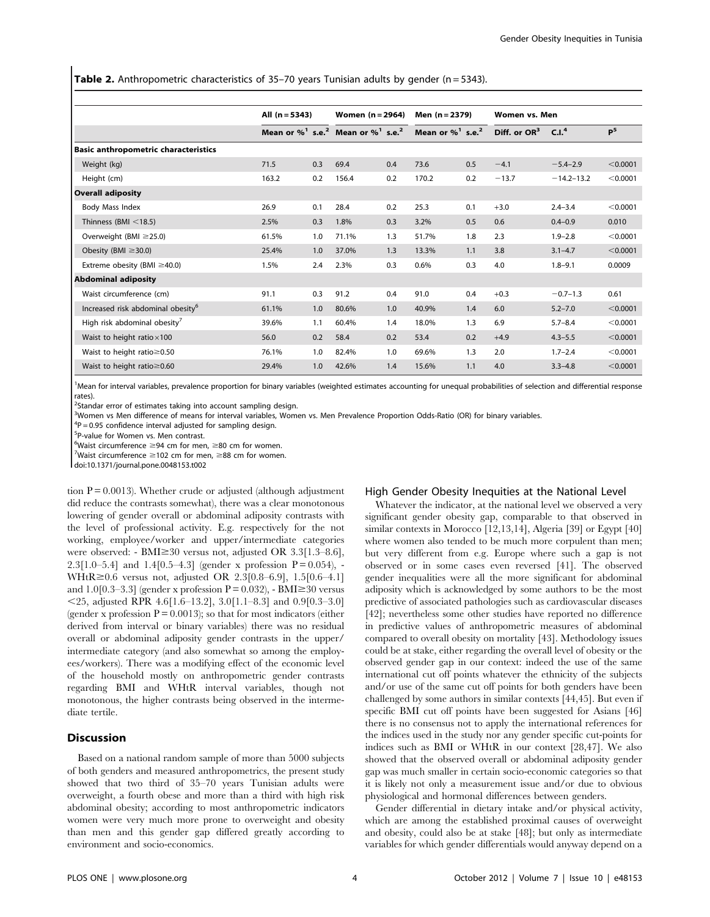**Table 2.** Anthropometric characteristics of 35–70 years Tunisian adults by gender (n = 5343).

| | All (n = 5343) | | Women (n = 2964) | | Men (n = 2379) | | Women vs. Men | | |
|---|---|---|---|---|---|---|---|---|---|
| | Mean or %[1] | s.e.[2] | Mean or %[1] | s.e.[2] | Mean or %[1] | s.e.[2] | Diff. or OR[3] | C.I.[4] | P[5] |
| **Basic anthropometric characteristics** | | | | | | | | | |
| Weight (kg) | 71.5 | 0.3 | 69.4 | 0.4 | 73.6 | 0.5 | −4.1 | −5.4–2.9 | <0.0001 |
| Height (cm) | 163.2 | 0.2 | 156.4 | 0.2 | 170.2 | 0.2 | −13.7 | −14.2–13.2 | <0.0001 |
| **Overall adiposity** | | | | | | | | | |
| Body Mass Index | 26.9 | 0.1 | 28.4 | 0.2 | 25.3 | 0.1 | +3.0 | 2.4–3.4 | <0.0001 |
| Thinness (BMI <18.5) | 2.5% | 0.3 | 1.8% | 0.3 | 3.2% | 0.5 | 0.6 | 0.4–0.9 | 0.010 |
| Overweight (BMI ≥25.0) | 61.5% | 1.0 | 71.1% | 1.3 | 51.7% | 1.8 | 2.3 | 1.9–2.8 | <0.0001 |
| Obesity (BMI ≥30.0) | 25.4% | 1.0 | 37.0% | 1.3 | 13.3% | 1.1 | 3.8 | 3.1–4.7 | <0.0001 |
| Extreme obesity (BMI ≥40.0) | 1.5% | 2.4 | 2.3% | 0.3 | 0.6% | 0.3 | 4.0 | 1.8–9.1 | 0.0009 |
| **Abdominal adiposity** | | | | | | | | | |
| Waist circumference (cm) | 91.1 | 0.3 | 91.2 | 0.4 | 91.0 | 0.4 | +0.3 | −0.7–1.3 | 0.61 |
| Increased risk abdominal obesity[6] | 61.1% | 1.0 | 80.6% | 1.0 | 40.9% | 1.4 | 6.0 | 5.2–7.0 | <0.0001 |
| High risk abdominal obesity[7] | 39.6% | 1.1 | 60.4% | 1.4 | 18.0% | 1.3 | 6.9 | 5.7–8.4 | <0.0001 |
| Waist to height ratio×100 | 56.0 | 0.2 | 58.4 | 0.2 | 53.4 | 0.2 | +4.9 | 4.3–5.5 | <0.0001 |
| Waist to height ratio≥0.50 | 76.1% | 1.0 | 82.4% | 1.0 | 69.6% | 1.3 | 2.0 | 1.7–2.4 | <0.0001 |
| Waist to height ratio≥0.60 | 29.4% | 1.0 | 42.6% | 1.4 | 15.6% | 1.1 | 4.0 | 3.3–4.8 | <0.0001 |

[1]Mean for interval variables, prevalence proportion for binary variables (weighted estimates accounting for unequal probabilities of selection and differential response rates).
[2]Standar error of estimates taking into account sampling design.
[3]Women vs Men difference of means for interval variables, Women vs. Men Prevalence Proportion Odds-Ratio (OR) for binary variables.
[4]P = 0.95 confidence interval adjusted for sampling design.
[5]P-value for Women vs. Men contrast.
[6]Waist circumference ≥94 cm for men, ≥80 cm for women.
[7]Waist circumference ≥102 cm for men, ≥88 cm for women.
doi:10.1371/journal.pone.0048153.t002

tion P = 0.0013). Whether crude or adjusted (although adjustment did reduce the contrasts somewhat), there was a clear monotonous lowering of gender overall or abdominal adiposity contrasts with the level of professional activity. E.g. respectively for the not working, employee/worker and upper/intermediate categories were observed: - BMI≥30 versus not, adjusted OR 3.3[1.3–8.6], 2.3[1.0–5.4] and 1.4[0.5–4.3] (gender x profession P = 0.054), - WHtR≥0.6 versus not, adjusted OR 2.3[0.8–6.9], 1.5[0.6–4.1] and 1.0[0.3–3.3] (gender x profession P = 0.032), - BMI≥30 versus <25, adjusted RPR 4.6[1.6–13.2], 3.0[1.1–8.3] and 0.9[0.3–3.0] (gender x profession P = 0.0013); so that for most indicators (either derived from interval or binary variables) there was no residual overall or abdominal adiposity gender contrasts in the upper/intermediate category (and also somewhat so among the employees/workers). There was a modifying effect of the economic level of the household mostly on anthropometric gender contrasts regarding BMI and WHtR interval variables, though not monotonous, the higher contrasts being observed in the intermediate tertile.

## Discussion

Based on a national random sample of more than 5000 subjects of both genders and measured anthropometrics, the present study showed that two third of 35–70 years Tunisian adults were overweight, a fourth obese and more than a third with high risk abdominal obesity; according to most anthropometric indicators women were very much more prone to overweight and obesity than men and this gender gap differed greatly according to environment and socio-economics.

### High Gender Obesity Inequities at the National Level

Whatever the indicator, at the national level we observed a very significant gender obesity gap, comparable to that observed in similar contexts in Morocco [12,13,14], Algeria [39] or Egypt [40] where women also tended to be much more corpulent than men; but very different from e.g. Europe where such a gap is not observed or in some cases even reversed [41]. The observed gender inequalities were all the more significant for abdominal adiposity which is acknowledged by some authors to be the most predictive of associated pathologies such as cardiovascular diseases [42]; nevertheless some other studies have reported no difference in predictive values of anthropometric measures of abdominal compared to overall obesity on mortality [43]. Methodology issues could be at stake, either regarding the overall level of obesity or the observed gender gap in our context: indeed the use of the same international cut off points whatever the ethnicity of the subjects and/or use of the same cut off points for both genders have been challenged by some authors in similar contexts [44,45]. But even if specific BMI cut off points have been suggested for Asians [46] there is no consensus not to apply the international references for the indices used in the study nor any gender specific cut-points for indices such as BMI or WHtR in our context [28,47]. We also showed that the observed overall or abdominal adiposity gender gap was much smaller in certain socio-economic categories so that it is likely not only a measurement issue and/or due to obvious physiological and hormonal differences between genders.

Gender differential in dietary intake and/or physical activity, which are among the established proximal causes of overweight and obesity, could also be at stake [48]; but only as intermediate variables for which gender differentials would anyway depend on a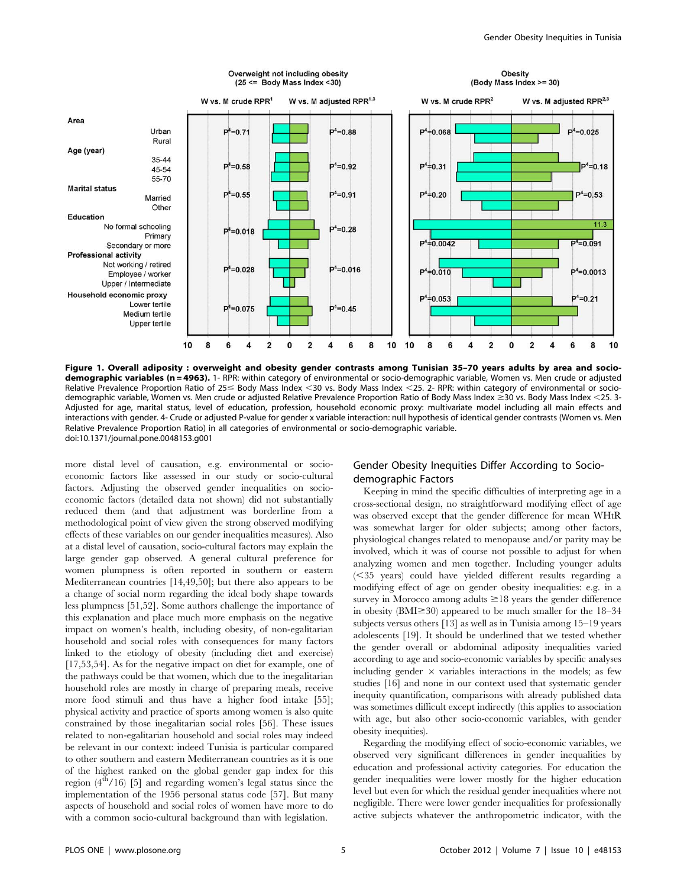**Figure 1. Overall adiposity : overweight and obesity gender contrasts among Tunisian 35–70 years adults by area and socio-demographic variables (n = 4963).** 1- RPR: within category of environmental or socio-demographic variable, Women vs. Men crude or adjusted Relative Prevalence Proportion Ratio of 25≤ Body Mass Index <30 vs. Body Mass Index <25. 2- RPR: within category of environmental or socio-demographic variable, Women vs. Men crude or adjusted Relative Prevalence Proportion Ratio of Body Mass Index ≥30 vs. Body Mass Index <25. 3- Adjusted for age, marital status, level of education, profession, household economic proxy: multivariate model including all main effects and interactions with gender. 4- Crude or adjusted P-value for gender x variable interaction: null hypothesis of identical gender contrasts (Women vs. Men Relative Prevalence Proportion Ratio) in all categories of environmental or socio-demographic variable.
doi:10.1371/journal.pone.0048153.g001

more distal level of causation, e.g. environmental or socio-economic factors like assessed in our study or socio-cultural factors. Adjusting the observed gender inequalities on socio-economic factors (detailed data not shown) did not substantially reduced them (and that adjustment was borderline from a methodological point of view given the strong observed modifying effects of these variables on our gender inequalities measures). Also at a distal level of causation, socio-cultural factors may explain the large gender gap observed. A general cultural preference for women plumpness is often reported in southern or eastern Mediterranean countries [14,49,50]; but there also appears to be a change of social norm regarding the ideal body shape towards less plumpness [51,52]. Some authors challenge the importance of this explanation and place much more emphasis on the negative impact on women's health, including obesity, of non-egalitarian household and social roles with consequences for many factors linked to the etiology of obesity (including diet and exercise) [17,53,54]. As for the negative impact on diet for example, one of the pathways could be that women, which due to the inegalitarian household roles are mostly in charge of preparing meals, receive more food stimuli and thus have a higher food intake [55]; physical activity and practice of sports among women is also quite constrained by those inegalitarian social roles [56]. These issues related to non-egalitarian household and social roles may indeed be relevant in our context: indeed Tunisia is particular compared to other southern and eastern Mediterranean countries as it is one of the highest ranked on the global gender gap index for this region ($4^{th}$/16) [5] and regarding women's legal status since the implementation of the 1956 personal status code [57]. But many aspects of household and social roles of women have more to do with a common socio-cultural background than with legislation.

## Gender Obesity Inequities Differ According to Socio-demographic Factors

Keeping in mind the specific difficulties of interpreting age in a cross-sectional design, no straightforward modifying effect of age was observed except that the gender difference for mean WHtR was somewhat larger for older subjects; among other factors, physiological changes related to menopause and/or parity may be involved, which it was of course not possible to adjust for when analyzing women and men together. Including younger adults (<35 years) could have yielded different results regarding a modifying effect of age on gender obesity inequalities: e.g. in a survey in Morocco among adults ≥18 years the gender difference in obesity (BMI≥30) appeared to be much smaller for the 18–34 subjects versus others [13] as well as in Tunisia among 15–19 years adolescents [19]. It should be underlined that we tested whether the gender overall or abdominal adiposity inequalities varied according to age and socio-economic variables by specific analyses including gender × variables interactions in the models; as few studies [16] and none in our context used that systematic gender inequity quantification, comparisons with already published data was sometimes difficult except indirectly (this applies to association with age, but also other socio-economic variables, with gender obesity inequities).

Regarding the modifying effect of socio-economic variables, we observed very significant differences in gender inequalities by education and professional activity categories. For education the gender inequalities were lower mostly for the higher education level but even for which the residual gender inequalities where not negligible. There were lower gender inequalities for professionally active subjects whatever the anthropometric indicator, with the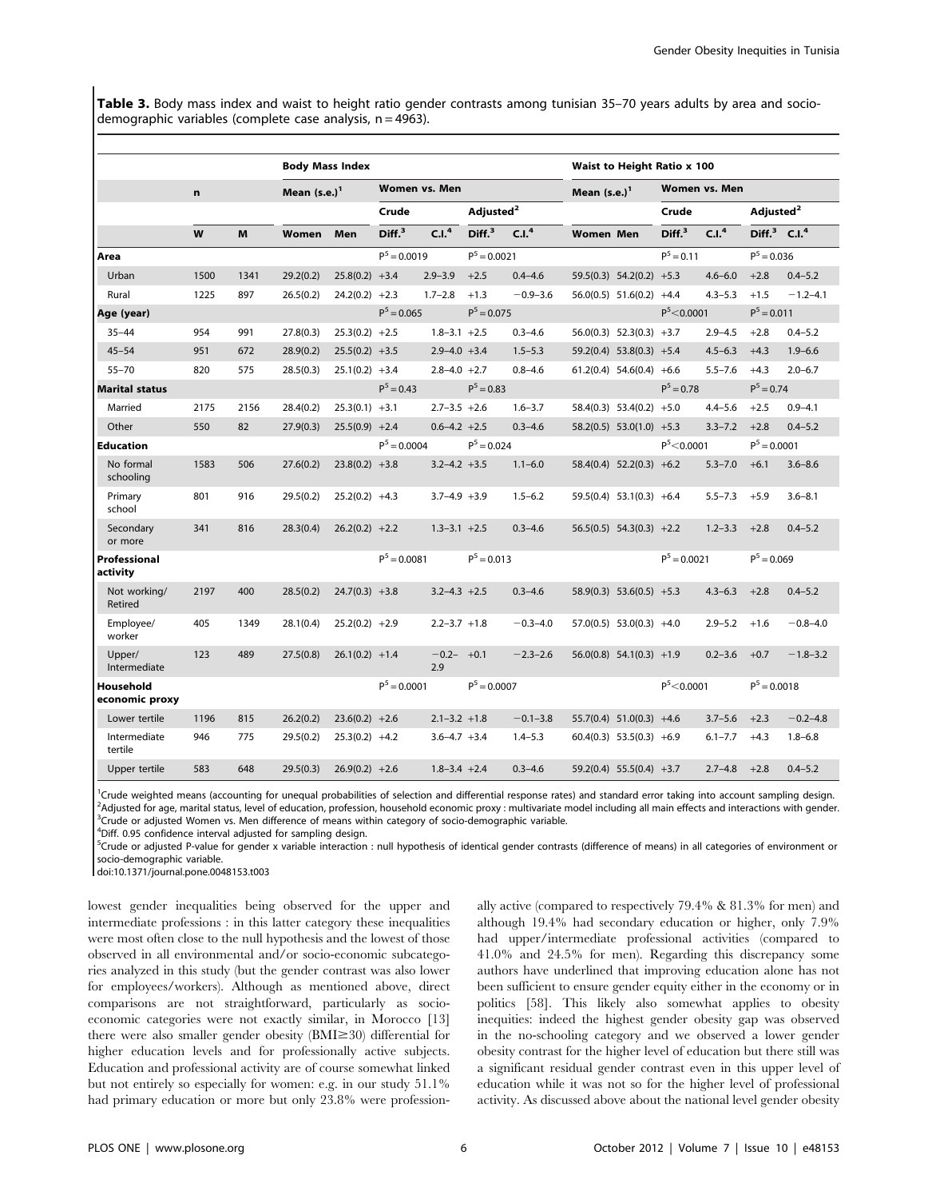**Table 3.** Body mass index and waist to height ratio gender contrasts among tunisian 35–70 years adults by area and socio-demographic variables (complete case analysis, n = 4963).

| | n | | Body Mass Index | | | | | | Waist to Height Ratio x 100 | | | | | |
|---|---|---|---|---|---|---|---|---|---|---|---|---|---|---|
| | | | Mean (s.e.)[1] | | Women vs. Men | | | | Mean (s.e.)[1] | | Women vs. Men | | | |
| | | | | | Crude | | Adjusted[2] | | | | Crude | | Adjusted[2] | |
| | W | M | Women | Men | Diff.[3] | C.I.[4] | Diff.[3] | C.I.[4] | Women | Men | Diff.[3] | C.I.[4] | Diff.[3] | C.I.[4] |
| **Area** | | | | | P[5] = 0.0019 | | P[5] = 0.0021 | | | | P[5] = 0.11 | | P[5] = 0.036 | |
| Urban | 1500 | 1341 | 29.2(0.2) | 25.8(0.2) | +3.4 | 2.9–3.9 | +2.5 | 0.4–4.6 | 59.5(0.3) | 54.2(0.2) | +5.3 | 4.6–6.0 | +2.8 | 0.4–5.2 |
| Rural | 1225 | 897 | 26.5(0.2) | 24.2(0.2) | +2.3 | 1.7–2.8 | +1.3 | −0.9–3.6 | 56.0(0.5) | 51.6(0.2) | +4.4 | 4.3–5.3 | +1.5 | −1.2–4.1 |
| **Age (year)** | | | | | P[5] = 0.065 | | P[5] = 0.075 | | | | P[5] < 0.0001 | | P[5] = 0.011 | |
| 35–44 | 954 | 991 | 27.8(0.3) | 25.3(0.2) | +2.5 | 1.8–3.1 | +2.5 | 0.3–4.6 | 56.0(0.3) | 52.3(0.3) | +3.7 | 2.9–4.5 | +2.8 | 0.4–5.2 |
| 45–54 | 951 | 672 | 28.9(0.2) | 25.5(0.2) | +3.5 | 2.9–4.0 | +3.4 | 1.5–5.3 | 59.2(0.4) | 53.8(0.3) | +5.4 | 4.5–6.3 | +4.3 | 1.9–6.6 |
| 55–70 | 820 | 575 | 28.5(0.3) | 25.1(0.2) | +3.4 | 2.8–4.0 | +2.7 | 0.8–4.6 | 61.2(0.4) | 54.6(0.4) | +6.6 | 5.5–7.6 | +4.3 | 2.0–6.7 |
| **Marital status** | | | | | P[5] = 0.43 | | P[5] = 0.83 | | | | P[5] = 0.78 | | P[5] = 0.74 | |
| Married | 2175 | 2156 | 28.4(0.2) | 25.3(0.1) | +3.1 | 2.7–3.5 | +2.6 | 1.6–3.7 | 58.4(0.3) | 53.4(0.2) | +5.0 | 4.4–5.6 | +2.5 | 0.9–4.1 |
| Other | 550 | 82 | 27.9(0.3) | 25.5(0.9) | +2.4 | 0.6–4.2 | +2.5 | 0.3–4.6 | 58.2(0.5) | 53.0(1.0) | +5.3 | 3.3–7.2 | +2.8 | 0.4–5.2 |
| **Education** | | | | | P[5] = 0.0004 | | P[5] = 0.024 | | | | P[5] < 0.0001 | | P[5] = 0.0001 | |
| No formal schooling | 1583 | 506 | 27.6(0.2) | 23.8(0.2) | +3.8 | 3.2–4.2 | +3.5 | 1.1–6.0 | 58.4(0.4) | 52.2(0.3) | +6.2 | 5.3–7.0 | +6.1 | 3.6–8.6 |
| Primary school | 801 | 916 | 29.5(0.2) | 25.2(0.2) | +4.3 | 3.7–4.9 | +3.9 | 1.5–6.2 | 59.5(0.4) | 53.1(0.3) | +6.4 | 5.5–7.3 | +5.9 | 3.6–8.1 |
| Secondary or more | 341 | 816 | 28.3(0.4) | 26.2(0.2) | +2.2 | 1.3–3.1 | +2.5 | 0.3–4.6 | 56.5(0.5) | 54.3(0.3) | +2.2 | 1.2–3.3 | +2.8 | 0.4–5.2 |
| **Professional activity** | | | | | P[5] = 0.0081 | | P[5] = 0.013 | | | | P[5] = 0.0021 | | P[5] = 0.069 | |
| Not working/ Retired | 2197 | 400 | 28.5(0.2) | 24.7(0.3) | +3.8 | 3.2–4.3 | +2.5 | 0.3–4.6 | 58.9(0.3) | 53.6(0.5) | +5.3 | 4.3–6.3 | +2.8 | 0.4–5.2 |
| Employee/ worker | 405 | 1349 | 28.1(0.4) | 25.2(0.2) | +2.9 | 2.2–3.7 | +1.8 | −0.3–4.0 | 57.0(0.5) | 53.0(0.3) | +4.0 | 2.9–5.2 | +1.6 | −0.8–4.0 |
| Upper/ Intermediate | 123 | 489 | 27.5(0.8) | 26.1(0.2) | +1.4 | −0.2–2.9 | +0.1 | −2.3–2.6 | 56.0(0.8) | 54.1(0.3) | +1.9 | 0.2–3.6 | +0.7 | −1.8–3.2 |
| **Household economic proxy** | | | | | P[5] = 0.0001 | | P[5] = 0.0007 | | | | P[5] < 0.0001 | | P[5] = 0.0018 | |
| Lower tertile | 1196 | 815 | 26.2(0.2) | 23.6(0.2) | +2.6 | 2.1–3.2 | +1.8 | −0.1–3.8 | 55.7(0.4) | 51.0(0.3) | +4.6 | 3.7–5.6 | +2.3 | −0.2–4.8 |
| Intermediate tertile | 946 | 775 | 29.5(0.2) | 25.3(0.2) | +4.2 | 3.6–4.7 | +3.4 | 1.4–5.3 | 60.4(0.3) | 53.5(0.3) | +6.9 | 6.1–7.7 | +4.3 | 1.8–6.8 |
| Upper tertile | 583 | 648 | 29.5(0.3) | 26.9(0.2) | +2.6 | 1.8–3.4 | +2.4 | 0.3–4.6 | 59.2(0.4) | 55.5(0.4) | +3.7 | 2.7–4.8 | +2.8 | 0.4–5.2 |

[1]Crude weighted means (accounting for unequal probabilities of selection and differential response rates) and standard error taking into account sampling design.
[2]Adjusted for age, marital status, level of education, profession, household economic proxy : multivariate model including all main effects and interactions with gender.
[3]Crude or adjusted Women vs. Men difference of means within category of socio-demographic variable.
[4]Diff. 0.95 confidence interval adjusted for sampling design.
[5]Crude or adjusted P-value for gender x variable interaction : null hypothesis of identical gender contrasts (difference of means) in all categories of environment or socio-demographic variable.
doi:10.1371/journal.pone.0048153.t003

lowest gender inequalities being observed for the upper and intermediate professions : in this latter category these inequalities were most often close to the null hypothesis and the lowest of those observed in all environmental and/or socio-economic subcategories analyzed in this study (but the gender contrast was also lower for employees/workers). Although as mentioned above, direct comparisons are not straightforward, particularly as socio-economic categories were not exactly similar, in Morocco [13] there were also smaller gender obesity ($BMI \geq 30$) differential for higher education levels and for professionally active subjects. Education and professional activity are of course somewhat linked but not entirely so especially for women: e.g. in our study 51.1% had primary education or more but only 23.8% were professionally active (compared to respectively 79.4% & 81.3% for men) and although 19.4% had secondary education or higher, only 7.9% had upper/intermediate professional activities (compared to 41.0% and 24.5% for men). Regarding this discrepancy some authors have underlined that improving education alone has not been sufficient to ensure gender equity either in the economy or in politics [58]. This likely also somewhat applies to obesity inequities: indeed the highest gender obesity gap was observed in the no-schooling category and we observed a lower gender obesity contrast for the higher level of education but there still was a significant residual gender contrast even in this upper level of education while it was not so for the higher level of professional activity. As discussed above about the national level gender obesity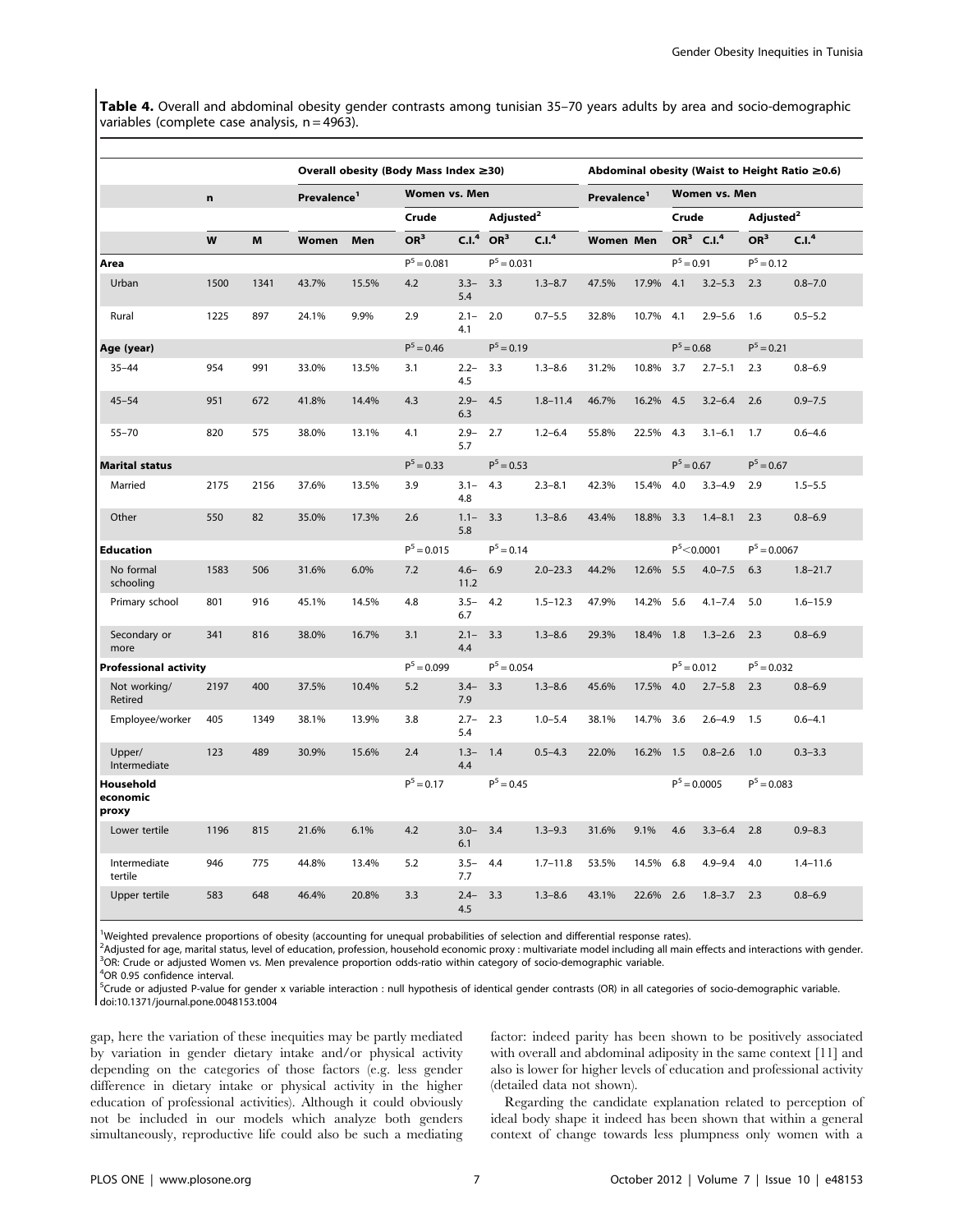**Table 4.** Overall and abdominal obesity gender contrasts among tunisian 35–70 years adults by area and socio-demographic variables (complete case analysis, n = 4963).

| | n | | Overall obesity (Body Mass Index ≥30) | | | | | | Abdominal obesity (Waist to Height Ratio ≥0.6) | | | | | |
|---|---|---|---|---|---|---|---|---|---|---|---|---|---|---|
| | | | Prevalence[1] | | Women vs. Men | | | | Prevalence[1] | | Women vs. Men | | | |
| | | | | | Crude | | Adjusted[2] | | | | Crude | | Adjusted[2] | |
| | W | M | Women | Men | OR[3] | C.I.[4] | OR[3] | C.I.[4] | Women | Men | OR[3] | C.I.[4] | OR[3] | C.I.[4] |
| **Area** | | | | | $P^5 = 0.081$ | | $P^5 = 0.031$ | | | | $P^5 = 0.91$ | | $P^5 = 0.12$ | |
| Urban | 1500 | 1341 | 43.7% | 15.5% | 4.2 | 3.3–5.4 | 3.3 | 1.3–8.7 | 47.5% | 17.9% | 4.1 | 3.2–5.3 | 2.3 | 0.8–7.0 |
| Rural | 1225 | 897 | 24.1% | 9.9% | 2.9 | 2.1–4.1 | 2.0 | 0.7–5.5 | 32.8% | 10.7% | 4.1 | 2.9–5.6 | 1.6 | 0.5–5.2 |
| **Age (year)** | | | | | $P^5 = 0.46$ | | $P^5 = 0.19$ | | | | $P^5 = 0.68$ | | $P^5 = 0.21$ | |
| 35–44 | 954 | 991 | 33.0% | 13.5% | 3.1 | 2.2–4.5 | 3.3 | 1.3–8.6 | 31.2% | 10.8% | 3.7 | 2.7–5.1 | 2.3 | 0.8–6.9 |
| 45–54 | 951 | 672 | 41.8% | 14.4% | 4.3 | 2.9–6.3 | 4.5 | 1.8–11.4 | 46.7% | 16.2% | 4.5 | 3.2–6.4 | 2.6 | 0.9–7.5 |
| 55–70 | 820 | 575 | 38.0% | 13.1% | 4.1 | 2.9–5.7 | 2.7 | 1.2–6.4 | 55.8% | 22.5% | 4.3 | 3.1–6.1 | 1.7 | 0.6–4.6 |
| **Marital status** | | | | | $P^5 = 0.33$ | | $P^5 = 0.53$ | | | | $P^5 = 0.67$ | | $P^5 = 0.67$ | |
| Married | 2175 | 2156 | 37.6% | 13.5% | 3.9 | 3.1–4.8 | 4.3 | 2.3–8.1 | 42.3% | 15.4% | 4.0 | 3.3–4.9 | 2.9 | 1.5–5.5 |
| Other | 550 | 82 | 35.0% | 17.3% | 2.6 | 1.1–5.8 | 3.3 | 1.3–8.6 | 43.4% | 18.8% | 3.3 | 1.4–8.1 | 2.3 | 0.8–6.9 |
| **Education** | | | | | $P^5 = 0.015$ | | $P^5 = 0.14$ | | | | $P^5 < 0.0001$ | | $P^5 = 0.0067$ | |
| No formal schooling | 1583 | 506 | 31.6% | 6.0% | 7.2 | 4.6–11.2 | 6.9 | 2.0–23.3 | 44.2% | 12.6% | 5.5 | 4.0–7.5 | 6.3 | 1.8–21.7 |
| Primary school | 801 | 916 | 45.1% | 14.5% | 4.8 | 3.5–6.7 | 4.2 | 1.5–12.3 | 47.9% | 14.2% | 5.6 | 4.1–7.4 | 5.0 | 1.6–15.9 |
| Secondary or more | 341 | 816 | 38.0% | 16.7% | 3.1 | 2.1–4.4 | 3.3 | 1.3–8.6 | 29.3% | 18.4% | 1.8 | 1.3–2.6 | 2.3 | 0.8–6.9 |
| **Professional activity** | | | | | $P^5 = 0.099$ | | $P^5 = 0.054$ | | | | $P^5 = 0.012$ | | $P^5 = 0.032$ | |
| Not working/ Retired | 2197 | 400 | 37.5% | 10.4% | 5.2 | 3.4–7.9 | 3.3 | 1.3–8.6 | 45.6% | 17.5% | 4.0 | 2.7–5.8 | 2.3 | 0.8–6.9 |
| Employee/worker | 405 | 1349 | 38.1% | 13.9% | 3.8 | 2.7–5.4 | 2.3 | 1.0–5.4 | 38.1% | 14.7% | 3.6 | 2.6–4.9 | 1.5 | 0.6–4.1 |
| Upper/ Intermediate | 123 | 489 | 30.9% | 15.6% | 2.4 | 1.3–4.4 | 1.4 | 0.5–4.3 | 22.0% | 16.2% | 1.5 | 0.8–2.6 | 1.0 | 0.3–3.3 |
| **Household economic proxy** | | | | | $P^5 = 0.17$ | | $P^5 = 0.45$ | | | | $P^5 = 0.0005$ | | $P^5 = 0.083$ | |
| Lower tertile | 1196 | 815 | 21.6% | 6.1% | 4.2 | 3.0–6.1 | 3.4 | 1.3–9.3 | 31.6% | 9.1% | 4.6 | 3.3–6.4 | 2.8 | 0.9–8.3 |
| Intermediate tertile | 946 | 775 | 44.8% | 13.4% | 5.2 | 3.5–7.7 | 4.4 | 1.7–11.8 | 53.5% | 14.5% | 6.8 | 4.9–9.4 | 4.0 | 1.4–11.6 |
| Upper tertile | 583 | 648 | 46.4% | 20.8% | 3.3 | 2.4–4.5 | 3.3 | 1.3–8.6 | 43.1% | 22.6% | 2.6 | 1.8–3.7 | 2.3 | 0.8–6.9 |

[1]Weighted prevalence proportions of obesity (accounting for unequal probabilities of selection and differential response rates).
[2]Adjusted for age, marital status, level of education, profession, household economic proxy : multivariate model including all main effects and interactions with gender.
[3]OR: Crude or adjusted Women vs. Men prevalence proportion odds-ratio within category of socio-demographic variable.
[4]OR 0.95 confidence interval.
[5]Crude or adjusted P-value for gender x variable interaction : null hypothesis of identical gender contrasts (OR) in all categories of socio-demographic variable.
doi:10.1371/journal.pone.0048153.t004

gap, here the variation of these inequities may be partly mediated by variation in gender dietary intake and/or physical activity depending on the categories of those factors (e.g. less gender difference in dietary intake or physical activity in the higher education of professional activities). Although it could obviously not be included in our models which analyze both genders simultaneously, reproductive life could also be such a mediating factor: indeed parity has been shown to be positively associated with overall and abdominal adiposity in the same context [11] and also is lower for higher levels of education and professional activity (detailed data not shown).

Regarding the candidate explanation related to perception of ideal body shape it indeed has been shown that within a general context of change towards less plumpness only women with a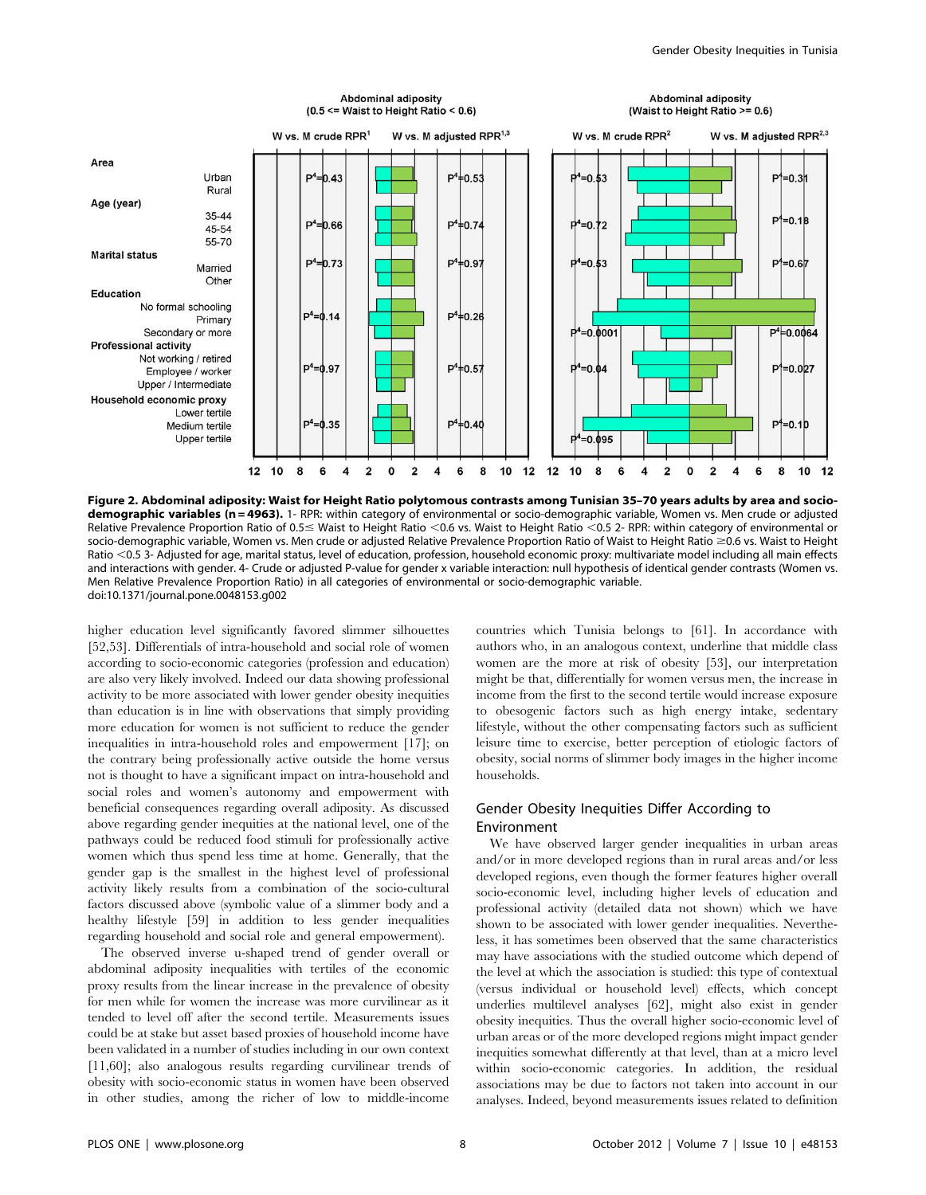Figure 2. Abdominal adiposity: Waist for Height Ratio polytomous contrasts among Tunisian 35–70 years adults by area and socio-demographic variables (n = 4963). 1- RPR: within category of environmental or socio-demographic variable, Women vs. Men crude or adjusted Relative Prevalence Proportion Ratio of 0.5≤ Waist to Height Ratio <0.6 vs. Waist to Height Ratio <0.5 2- RPR: within category of environmental or socio-demographic variable, Women vs. Men crude or adjusted Relative Prevalence Proportion Ratio of Waist to Height Ratio ≥0.6 vs. Waist to Height Ratio <0.5 3- Adjusted for age, marital status, level of education, profession, household economic proxy: multivariate model including all main effects and interactions with gender. 4- Crude or adjusted P-value for gender x variable interaction: null hypothesis of identical gender contrasts (Women vs. Men Relative Prevalence Proportion Ratio) in all categories of environmental or socio-demographic variable.
doi:10.1371/journal.pone.0048153.g002

higher education level significantly favored slimmer silhouettes [52,53]. Differentials of intra-household and social role of women according to socio-economic categories (profession and education) are also very likely involved. Indeed our data showing professional activity to be more associated with lower gender obesity inequities than education is in line with observations that simply providing more education for women is not sufficient to reduce the gender inequalities in intra-household roles and empowerment [17]; on the contrary being professionally active outside the home versus not is thought to have a significant impact on intra-household and social roles and women's autonomy and empowerment with beneficial consequences regarding overall adiposity. As discussed above regarding gender inequities at the national level, one of the pathways could be reduced food stimuli for professionally active women which thus spend less time at home. Generally, that the gender gap is the smallest in the highest level of professional activity likely results from a combination of the socio-cultural factors discussed above (symbolic value of a slimmer body and a healthy lifestyle [59] in addition to less gender inequalities regarding household and social role and general empowerment).

The observed inverse u-shaped trend of gender overall or abdominal adiposity inequalities with tertiles of the economic proxy results from the linear increase in the prevalence of obesity for men while for women the increase was more curvilinear as it tended to level off after the second tertile. Measurements issues could be at stake but asset based proxies of household income have been validated in a number of studies including in our own context [11,60]; also analogous results regarding curvilinear trends of obesity with socio-economic status in women have been observed in other studies, among the richer of low to middle-income countries which Tunisia belongs to [61]. In accordance with authors who, in an analogous context, underline that middle class women are the more at risk of obesity [53], our interpretation might be that, differentially for women versus men, the increase in income from the first to the second tertile would increase exposure to obesogenic factors such as high energy intake, sedentary lifestyle, without the other compensating factors such as sufficient leisure time to exercise, better perception of etiologic factors of obesity, social norms of slimmer body images in the higher income households.

## Gender Obesity Inequities Differ According to Environment

We have observed larger gender inequalities in urban areas and/or in more developed regions than in rural areas and/or less developed regions, even though the former features higher overall socio-economic level, including higher levels of education and professional activity (detailed data not shown) which we have shown to be associated with lower gender inequalities. Nevertheless, it has sometimes been observed that the same characteristics may have associations with the studied outcome which depend of the level at which the association is studied: this type of contextual (versus individual or household level) effects, which concept underlies multilevel analyses [62], might also exist in gender obesity inequities. Thus the overall higher socio-economic level of urban areas or of the more developed regions might impact gender inequities somewhat differently at that level, than at a micro level within socio-economic categories. In addition, the residual associations may be due to factors not taken into account in our analyses. Indeed, beyond measurements issues related to definition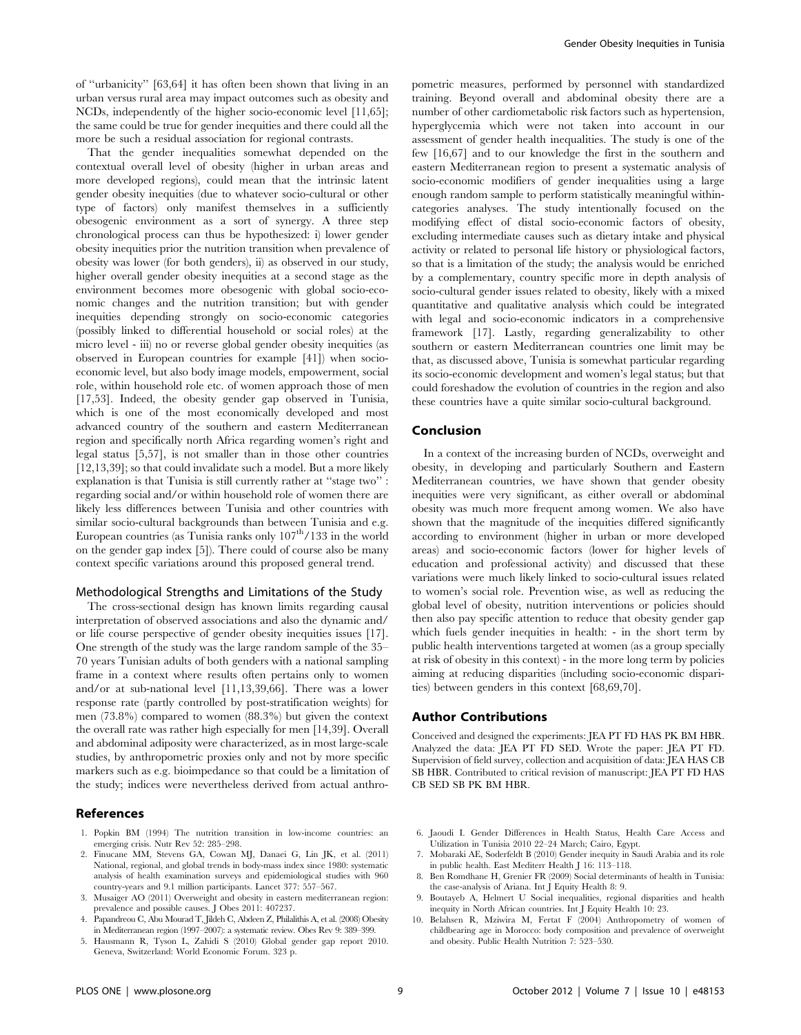of "urbanicity" [63,64] it has often been shown that living in an urban versus rural area may impact outcomes such as obesity and NCDs, independently of the higher socio-economic level [11,65]; the same could be true for gender inequities and there could all the more be such a residual association for regional contrasts.

That the gender inequalities somewhat depended on the contextual overall level of obesity (higher in urban areas and more developed regions), could mean that the intrinsic latent gender obesity inequities (due to whatever socio-cultural or other type of factors) only manifest themselves in a sufficiently obesogenic environment as a sort of synergy. A three step chronological process can thus be hypothesized: i) lower gender obesity inequities prior the nutrition transition when prevalence of obesity was lower (for both genders), ii) as observed in our study, higher overall gender obesity inequities at a second stage as the environment becomes more obesogenic with global socio-economic changes and the nutrition transition; but with gender inequities depending strongly on socio-economic categories (possibly linked to differential household or social roles) at the micro level - iii) no or reverse global gender obesity inequities (as observed in European countries for example [41]) when socio-economic level, but also body image models, empowerment, social role, within household role etc. of women approach those of men [17,53]. Indeed, the obesity gender gap observed in Tunisia, which is one of the most economically developed and most advanced country of the southern and eastern Mediterranean region and specifically north Africa regarding women's right and legal status [5,57], is not smaller than in those other countries [12,13,39]; so that could invalidate such a model. But a more likely explanation is that Tunisia is still currently rather at "stage two" : regarding social and/or within household role of women there are likely less differences between Tunisia and other countries with similar socio-cultural backgrounds than between Tunisia and e.g. European countries (as Tunisia ranks only 107$^{th}$/133 in the world on the gender gap index [5]). There could of course also be many context specific variations around this proposed general trend.

### Methodological Strengths and Limitations of the Study

The cross-sectional design has known limits regarding causal interpretation of observed associations and also the dynamic and/or life course perspective of gender obesity inequities issues [17]. One strength of the study was the large random sample of the 35–70 years Tunisian adults of both genders with a national sampling frame in a context where results often pertains only to women and/or at sub-national level [11,13,39,66]. There was a lower response rate (partly controlled by post-stratification weights) for men (73.8%) compared to women (88.3%) but given the context the overall rate was rather high especially for men [14,39]. Overall and abdominal adiposity were characterized, as in most large-scale studies, by anthropometric proxies only and not by more specific markers such as e.g. bioimpedance so that could be a limitation of the study; indices were nevertheless derived from actual anthropometric measures, performed by personnel with standardized training. Beyond overall and abdominal obesity there are a number of other cardiometabolic risk factors such as hypertension, hyperglycemia which were not taken into account in our assessment of gender health inequalities. The study is one of the few [16,67] and to our knowledge the first in the southern and eastern Mediterranean region to present a systematic analysis of socio-economic modifiers of gender inequalities using a large enough random sample to perform statistically meaningful within-categories analyses. The study intentionally focused on the modifying effect of distal socio-economic factors of obesity, excluding intermediate causes such as dietary intake and physical activity or related to personal life history or physiological factors, so that is a limitation of the study; the analysis would be enriched by a complementary, country specific more in depth analysis of socio-cultural gender issues related to obesity, likely with a mixed quantitative and qualitative analysis which could be integrated with legal and socio-economic indicators in a comprehensive framework [17]. Lastly, regarding generalizability to other southern or eastern Mediterranean countries one limit may be that, as discussed above, Tunisia is somewhat particular regarding its socio-economic development and women's legal status; but that could foreshadow the evolution of countries in the region and also these countries have a quite similar socio-cultural background.

## Conclusion

In a context of the increasing burden of NCDs, overweight and obesity, in developing and particularly Southern and Eastern Mediterranean countries, we have shown that gender obesity inequities were very significant, as either overall or abdominal obesity was much more frequent among women. We also have shown that the magnitude of the inequities differed significantly according to environment (higher in urban or more developed areas) and socio-economic factors (lower for higher levels of education and professional activity) and discussed that these variations were much likely linked to socio-cultural issues related to women's social role. Prevention wise, as well as reducing the global level of obesity, nutrition interventions or policies should then also pay specific attention to reduce that obesity gender gap which fuels gender inequities in health: - in the short term by public health interventions targeted at women (as a group specially at risk of obesity in this context) - in the more long term by policies aiming at reducing disparities (including socio-economic disparities) between genders in this context [68,69,70].

## Author Contributions

Conceived and designed the experiments: JEA PT FD HAS PK BM HBR. Analyzed the data: JEA PT FD SED. Wrote the paper: JEA PT FD. Supervision of field survey, collection and acquisition of data: JEA HAS CB SB HBR. Contributed to critical revision of manuscript: JEA PT FD HAS CB SED SB PK BM HBR.

## References

1. Popkin BM (1994) The nutrition transition in low-income countries: an emerging crisis. Nutr Rev 52: 285–298.
2. Finucane MM, Stevens GA, Cowan MJ, Danaei G, Lin JK, et al. (2011) National, regional, and global trends in body-mass index since 1980: systematic analysis of health examination surveys and epidemiological studies with 960 country-years and 9.1 million participants. Lancet 377: 557–567.
3. Musaiger AO (2011) Overweight and obesity in eastern mediterranean region: prevalence and possible causes. J Obes 2011: 407237.
4. Papandreou C, Abu Mourad T, Jildeh C, Abdeen Z, Philalithis A, et al. (2008) Obesity in Mediterranean region (1997–2007): a systematic review. Obes Rev 9: 389–399.
5. Hausmann R, Tyson L, Zahidi S (2010) Global gender gap report 2010. Geneva, Switzerland: World Economic Forum. 323 p.
6. Jaoudi I. Gender Differences in Health Status, Health Care Access and Utilization in Tunisia 2010 22–24 March; Cairo, Egypt.
7. Mobaraki AE, Soderfeldt B (2010) Gender inequity in Saudi Arabia and its role in public health. East Mediterr Health J 16: 113–118.
8. Ben Romdhane H, Grenier FR (2009) Social determinants of health in Tunisia: the case-analysis of Ariana. Int J Equity Health 8: 9.
9. Boutayeb A, Helmert U Social inequalities, regional disparities and health inequity in North African countries. Int J Equity Health 10: 23.
10. Belahsen R, Mziwira M, Fertat F (2004) Anthropometry of women of childbearing age in Morocco: body composition and prevalence of overweight and obesity. Public Health Nutrition 7: 523–530.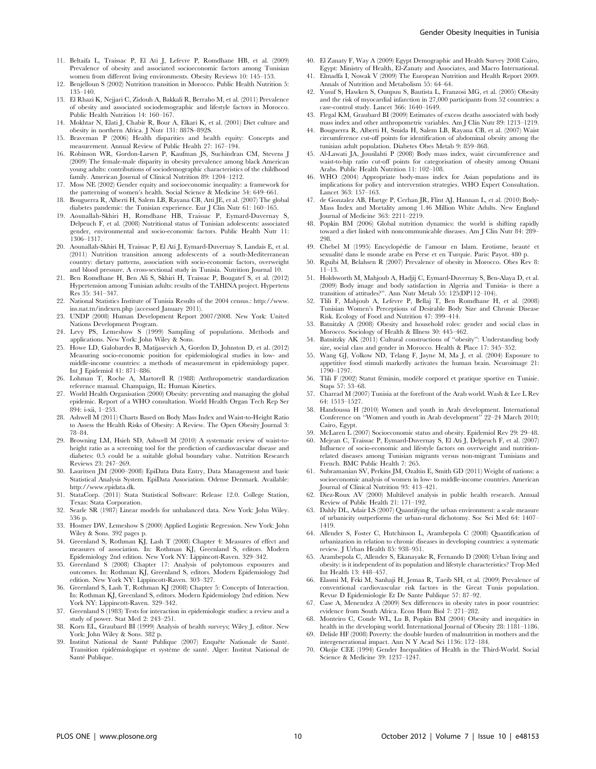11. Beltaifa L, Traissac P, El Ati J, Lefevre P, Romdhane HB, et al. (2009) Prevalence of obesity and associated socioeconomic factors among Tunisian women from different living environments. Obesity Reviews 10: 145–153.
12. Benjelloun S (2002) Nutrition transition in Morocco. Public Health Nutrition 5: 135–140.
13. El Rhazi K, Nejjari C, Zidouh A, Bakkali R, Berraho M, et al. (2011) Prevalence of obesity and associated sociodemographic and lifestyle factors in Morocco. Public Health Nutrition 14: 160–167.
14. Mokhtar N, Elati J, Chabir R, Bour A, Elkari K, et al. (2001) Diet culture and obesity in northern Africa. J Nutr 131: 887S–892S.
15. Braveman P (2006) Health disparities and health equity: Concepts and measurement. Annual Review of Public Health 27: 167–194.
16. Robinson WR, Gordon-Larsen P, Kaufman JS, Suchindran CM, Stevens J (2009) The female-male disparity in obesity prevalence among black American young adults: contributions of sociodemographic characteristics of the childhood family. American Journal of Clinical Nutrition 89: 1204–1212.
17. Moss NE (2002) Gender equity and socioeconomic inequality: a framework for the patterning of women's health. Social Science & Medicine 54: 649–661.
18. Bouguerra R, Alberti H, Salem LB, Rayana CB, Atti JE, et al. (2007) The global diabetes pandemic: the Tunisian experience. Eur J Clin Nutr 61: 160–165.
19. Aounallah-Skhiri H, Romdhane HB, Traissac P, Eymard-Duvernay S, Delpeuch F, et al. (2008) Nutritional status of Tunisian adolescents: associated gender, environmental and socio-economic factors. Public Health Nutr 11: 1306–1317.
20. Aounallah-Skhiri H, Traissac P, El Ati J, Eymard-Duvernay S, Landais E, et al. (2011) Nutrition transition among adolescents of a south-Mediterranean country: dietary patterns, association with socio-economic factors, overweight and blood pressure. A cross-sectional study in Tunisia. Nutrition Journal 10.
21. Ben Romdhane H, Ben Ali S, Skhiri H, Traissac P, Bougatef S, et al. (2012) Hypertension among Tunisian adults: results of the TAHINA project. Hypertens Res 35: 341–347.
22. National Statistics Institute of Tunisia Results of the 2004 census.: http://www.ins.nat.tn/indexen.php (accessed January 2011).
23. UNDP (2008) Human Development Report 2007/2008. New York: United Nations Development Program.
24. Levy PS, Lemeshow S (1999) Sampling of populations. Methods and applications. New York: John Wiley & Sons.
25. Howe LD, Galobardes B, Matijasevich A, Gordon D, Johnston D, et al. (2012) Measuring socio-economic position for epidemiological studies in low- and middle-income countries: a methods of measurement in epidemiology paper. Int J Epidemiol 41: 871–886.
26. Lohman T, Roche A, Martorell R (1988) Anthropometric standardization reference manual. Champaign, IL: Human Kinetics.
27. World Health Organisation (2000) Obesity: preventing and managing the global epidemic. Report of a WHO consultation. World Health Organ Tech Rep Ser 894: i-xii, 1–253.
28. Ashwell M (2011) Charts Based on Body Mass Index and Waist-to-Height Ratio to Assess the Health Risks of Obesity: A Review. The Open Obesity Journal 3: 78–84.
29. Browning LM, Hsieh SD, Ashwell M (2010) A systematic review of waist-to-height ratio as a screening tool for the prediction of cardiovascular disease and diabetes: 0.5 could be a suitable global boundary value. Nutrition Research Reviews 23: 247–269.
30. Lauritsen JM (2000–2008) EpiData Data Entry, Data Management and basic Statistical Analysis System. EpiData Association. Odense Denmark. Available: http://www.epidata.dk.
31. StataCorp. (2011) Stata Statistical Software: Release 12.0. College Station, Texas: Stata Corporation.
32. Searle SR (1987) Linear models for unbalanced data. New York: John Wiley. 536 p.
33. Hosmer DW, Lemeshow S (2000) Applied Logistic Regression. New York: John Wiley & Sons. 392 pages p.
34. Greenland S, Rothman KJ, Lash T (2008) Chapter 4: Measures of effect and measures of association. In: Rothman KJ, Greenland S, editors. Modern Epidemiology 2nd edition. New York NY: Lippincott-Raven. 329–342.
35. Greenland S (2008) Chapter 17: Analysis of polytomous exposures and outcomes. In: Rothman KJ, Greenland S, editors. Modern Epidemiology 2nd edition. New York NY: Lippincott-Raven. 303–327.
36. Greenland S, Lash T, Rothman KJ (2008) Chapter 5: Concepts of Interaction. In: Rothman KJ, Greenland S, editors. Modern Epidemiology 2nd edition. New York NY: Lippincott-Raven. 329–342.
37. Greenland S (1983) Tests for interaction in epidemiologic studies: a review and a study of power. Stat Med 2: 243–251.
38. Korn EL, Graubard BI (1999) Analysis of health surveys; Wiley J, editor. New York: John Wiley & Sons. 382 p.
39. Institut National de Santé Publique (2007) Enquête Nationale de Santé. Transition épidémiologique et système de santé. Alger: Institut National de Santé Publique.
40. El Zanaty F, Way A (2009) Egypt Demographic and Health Survey 2008 Cairo, Egypt: Ministry of Health, El-Zanaty and Associates, and Macro International.
41. Elmadfa I, Nowak V (2009) The European Nutrition and Health Report 2009. Annals of Nutrition and Metabolism 55: 64–64.
42. Yusuf S, Hawken S, Ounpuu S, Bautista L, Franzosi MG, et al. (2005) Obesity and the risk of myocardial infarction in 27,000 participants from 52 countries: a case-control study. Lancet 366: 1640–1649.
43. Flegal KM, Graubard BI (2009) Estimates of excess deaths associated with body mass index and other anthropometric variables. Am J Clin Nutr 89: 1213–1219.
44. Bouguerra R, Alberti H, Smida H, Salem LB, Rayana CB, et al. (2007) Waist circumference cut-off points for identification of abdominal obesity among the tunisian adult population. Diabetes Obes Metab 9: 859–868.
45. Al-Lawati JA, Jousilahti P (2008) Body mass index, waist circumference and waist-to-hip ratio cut-off points for categorisation of obesity among Omani Arabs. Public Health Nutrition 11: 102–108.
46. WHO (2004) Appropriate body-mass index for Asian populations and its implications for policy and intervention strategies. WHO Expert Consultation. Lancet 363: 157–163.
47. de Gonzalez AB, Hartge P, Cerhan JR, Flint AJ, Hannan L, et al. (2010) Body-Mass Index and Mortality among 1.46 Million White Adults. New England Journal of Medicine 363: 2211–2219.
48. Popkin BM (2006) Global nutrition dynamics: the world is shifting rapidly toward a diet linked with noncommunicable diseases. Am J Clin Nutr 84: 289–298.
49. Chebel M (1995) Encyclopédie de l'amour en Islam. Erotisme, beauté et sexualité dans le monde arabe en Perse et en Turquie. Paris: Payot. 480 p.
50. Rguibi M, Belahsen R (2007) Prevalence of obesity in Morocco. Obes Rev 8: 11–13.
51. Holdsworth M, Mahjoub A, Hadjij C, Eymard-Duvernay S, Ben-Alaya D, et al. (2009) Body image and body satisfaction in Algeria and Tunisia- is there a transition of attitudes?''. Ann Nutr Metab 55: 125(DP112–104).
52. Tlili F, Mahjoub A, Lefevre P, Bellaj T, Ben Romdhane H, et al. (2008) Tunisian Women's Perceptions of Desirable Body Size and Chronic Disease Risk. Ecology of Food and Nutrition 47: 399–414.
53. Batnitzky A (2008) Obesity and household roles: gender and social class in Morocco. Sociology of Health & Illness 30: 445–462.
54. Batnitzky AK (2011) Cultural constructions of ''obesity'': Understanding body size, social class and gender in Morocco. Health & Place 17: 345–352.
55. Wang GJ, Volkow ND, Telang F, Jayne M, Ma J, et al. (2004) Exposure to appetitive food stimuli markedly activates the human brain. Neuroimage 21: 1790–1797.
56. Tlili F (2002) Statut féminin, modèle corporel et pratique sportive en Tunisie. Staps 57: 53–68.
57. Charrad M (2007) Tunisia at the forefront of the Arab world. Wash & Lee L Rev 64: 1513–1527.
58. Handoussa H (2010) Women and youth in Arab development. International Conference on ''Women and youth in Arab development'' 22–24 March 2010; Cairo, Egypt.
59. McLaren L (2007) Socioeconomic status and obesity. Epidemiol Rev 29: 29–48.
60. Mejean C, Traissac P, Eymard-Duvernay S, El Ati J, Delpeuch F, et al. (2007) Influence of socio-economic and lifestyle factors on overweight and nutrition-related diseases among Tunisian migrants versus non-migrant Tunisians and French. BMC Public Health 7: 265.
61. Subramanian SV, Perkins JM, Ozaltin E, Smith GD (2011) Weight of nations: a socioeconomic analysis of women in low- to middle-income countries. American Journal of Clinical Nutrition 93: 413–421.
62. Diez-Roux AV (2000) Multilevel analysis in public health research. Annual Review of Public Health 21: 171–192.
63. Dahly DL, Adair LS (2007) Quantifying the urban environment: a scale measure of urbanicity outperforms the urban-rural dichotomy. Soc Sci Med 64: 1407–1419.
64. Allender S, Foster C, Hutchinson L, Arambepola C (2008) Quantification of urbanization in relation to chronic diseases in developing countries: a systematic review. J Urban Health 85: 938–951.
65. Arambepola C, Allender S, Ekanayake R, Fernando D (2008) Urban living and obesity: is it independent of its population and lifestyle characteristics? Trop Med Int Health 13: 448–457.
66. Elasmi M, Feki M, Sanhaji H, Jemaa R, Taeib SH, et al. (2009) Prevalence of conventional cardiovascular risk factors in the Great Tunis population. Revue D Epidemiologie Et De Sante Publique 57: 87–92.
67. Case A, Menendez A (2009) Sex differences in obesity rates in poor countries: evidence from South Africa. Econ Hum Biol 7: 271–282.
68. Monteiro C, Conde WL, Lu B, Popkin BM (2004) Obesity and inequities in health in the developing world. International Journal of Obesity 28: 1181–1186.
69. Delisle HF (2008) Poverty: the double burden of malnutrition in mothers and the intergenerational impact. Ann N Y Acad Sci 1136: 172–184.
70. Okojie CEE (1994) Gender Inequalities of Health in the Third-World. Social Science & Medicine 39: 1237–1247.